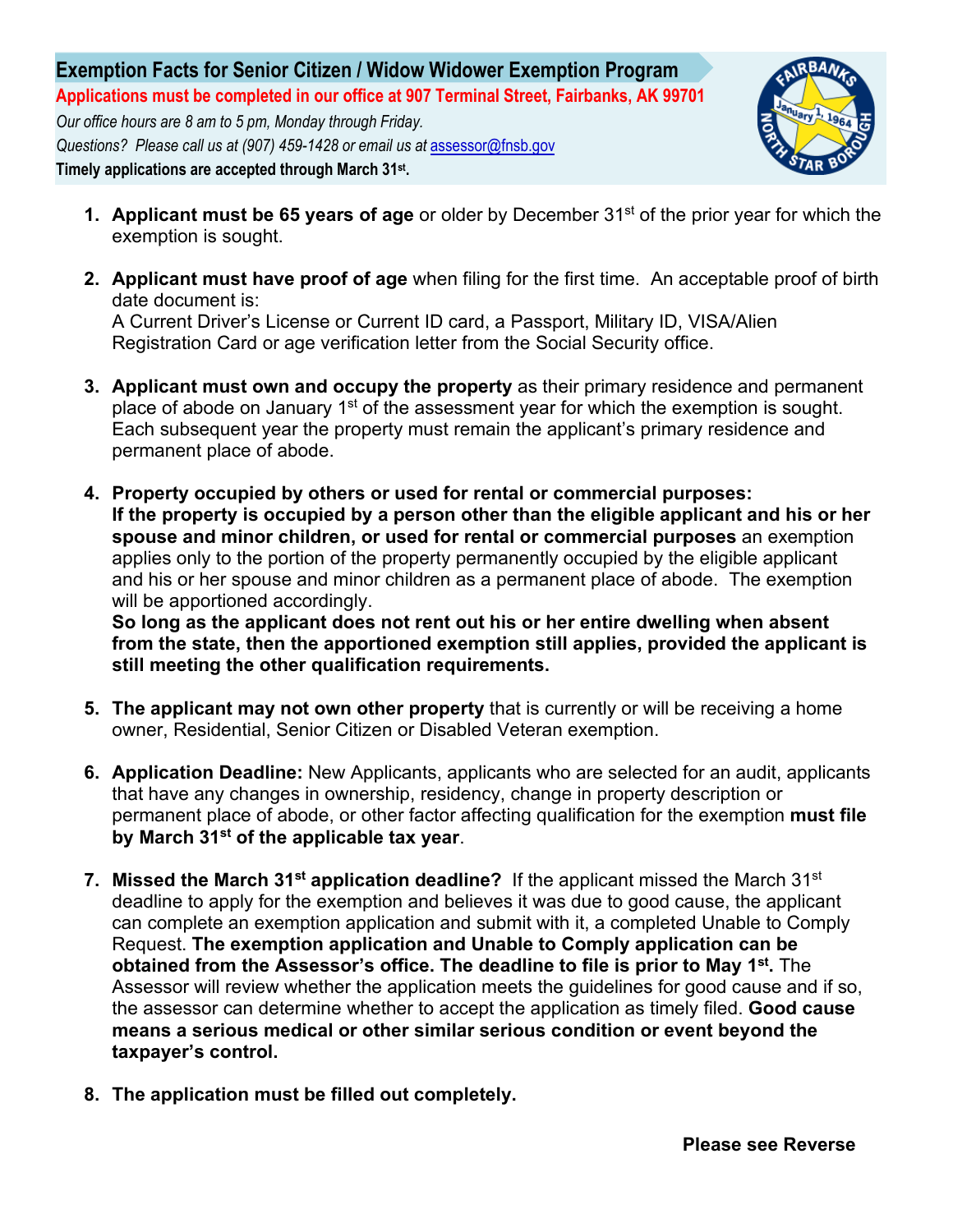# Exemption Facts for Senior Citizen / Widow Widower Exemption Program

**Applications must be completed in our office at 907 Terminal Street, Fairbanks, AK 99701**

*Our office hours are 8 am to 5 pm, Monday through Friday.*

*Questions? Please call us at (907) 459-1428 or email us at assessor@fnsb.gov*

**Timely applications are accepted through March 31st.**

1. **Applicant must be 65 years of age** or older by December 31st of the prior year for which the exemption is sought.

2. **Applicant must have proof of age** when filing for the first time. An acceptable proof of birth date document is:
   A Current Driver's License or Current ID card, a Passport, Military ID, VISA/Alien Registration Card or age verification letter from the Social Security office.

3. **Applicant must own and occupy the property** as their primary residence and permanent place of abode on January 1st of the assessment year for which the exemption is sought. Each subsequent year the property must remain the applicant's primary residence and permanent place of abode.

4. **Property occupied by others or used for rental or commercial purposes:**
   **If the property is occupied by a person other than the eligible applicant and his or her spouse and minor children, or used for rental or commercial purposes** an exemption applies only to the portion of the property permanently occupied by the eligible applicant and his or her spouse and minor children as a permanent place of abode. The exemption will be apportioned accordingly.
   **So long as the applicant does not rent out his or her entire dwelling when absent from the state, then the apportioned exemption still applies, provided the applicant is still meeting the other qualification requirements.**

5. **The applicant may not own other property** that is currently or will be receiving a home owner, Residential, Senior Citizen or Disabled Veteran exemption.

6. **Application Deadline:** New Applicants, applicants who are selected for an audit, applicants that have any changes in ownership, residency, change in property description or permanent place of abode, or other factor affecting qualification for the exemption **must file by March 31st of the applicable tax year**.

7. **Missed the March 31st application deadline?** If the applicant missed the March 31st deadline to apply for the exemption and believes it was due to good cause, the applicant can complete an exemption application and submit with it, a completed Unable to Comply Request. **The exemption application and Unable to Comply application can be obtained from the Assessor's office. The deadline to file is prior to May 1st.** The Assessor will review whether the application meets the guidelines for good cause and if so, the assessor can determine whether to accept the application as timely filed. **Good cause means a serious medical or other similar serious condition or event beyond the taxpayer's control.**

8. **The application must be filled out completely.**

**Please see Reverse**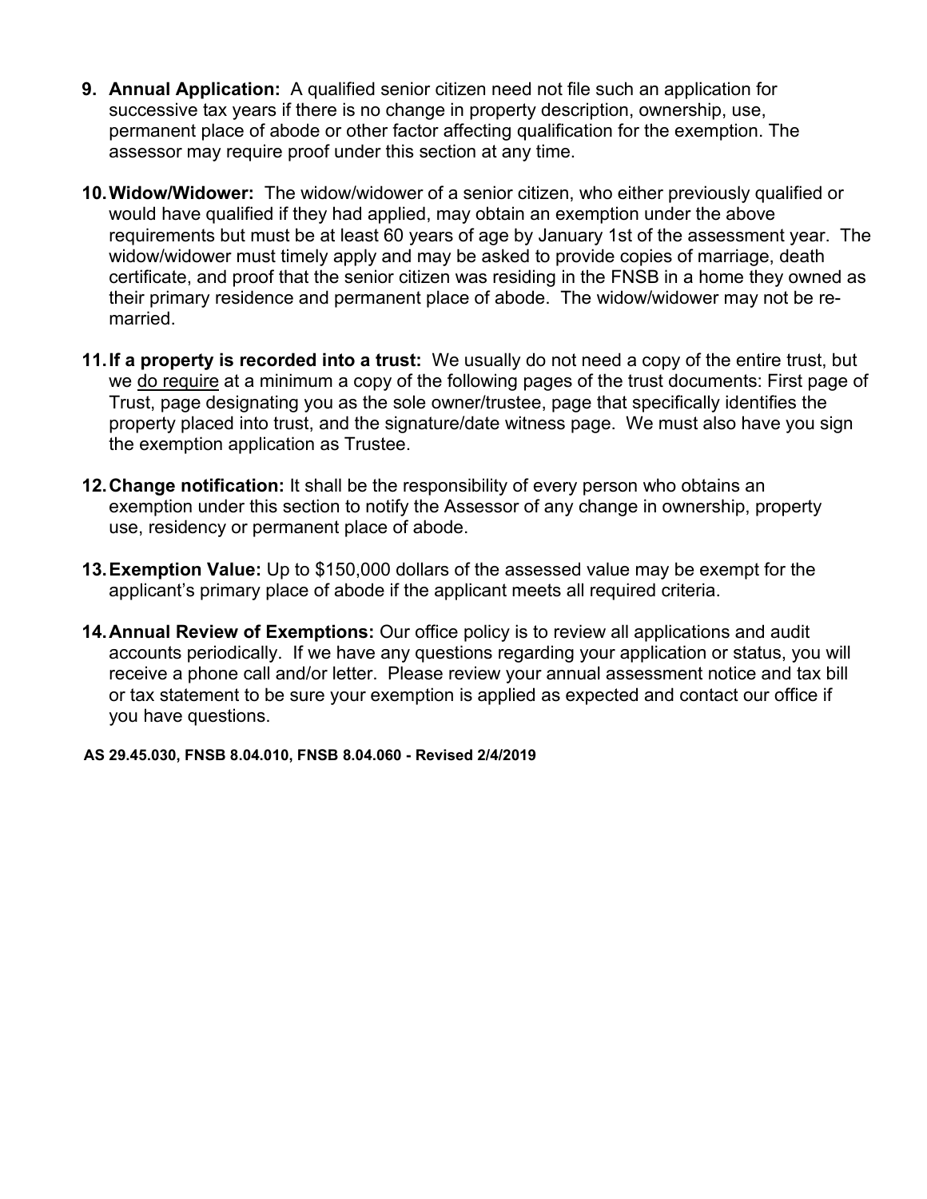9. **Annual Application:** A qualified senior citizen need not file such an application for successive tax years if there is no change in property description, ownership, use, permanent place of abode or other factor affecting qualification for the exemption. The assessor may require proof under this section at any time.

10. **Widow/Widower:** The widow/widower of a senior citizen, who either previously qualified or would have qualified if they had applied, may obtain an exemption under the above requirements but must be at least 60 years of age by January 1st of the assessment year. The widow/widower must timely apply and may be asked to provide copies of marriage, death certificate, and proof that the senior citizen was residing in the FNSB in a home they owned as their primary residence and permanent place of abode. The widow/widower may not be re-married.

11. **If a property is recorded into a trust:** We usually do not need a copy of the entire trust, but we <u>do require</u> at a minimum a copy of the following pages of the trust documents: First page of Trust, page designating you as the sole owner/trustee, page that specifically identifies the property placed into trust, and the signature/date witness page. We must also have you sign the exemption application as Trustee.

12. **Change notification:** It shall be the responsibility of every person who obtains an exemption under this section to notify the Assessor of any change in ownership, property use, residency or permanent place of abode.

13. **Exemption Value:** Up to $150,000 dollars of the assessed value may be exempt for the applicant's primary place of abode if the applicant meets all required criteria.

14. **Annual Review of Exemptions:** Our office policy is to review all applications and audit accounts periodically. If we have any questions regarding your application or status, you will receive a phone call and/or letter. Please review your annual assessment notice and tax bill or tax statement to be sure your exemption is applied as expected and contact our office if you have questions.

**AS 29.45.030, FNSB 8.04.010, FNSB 8.04.060 - Revised 2/4/2019**